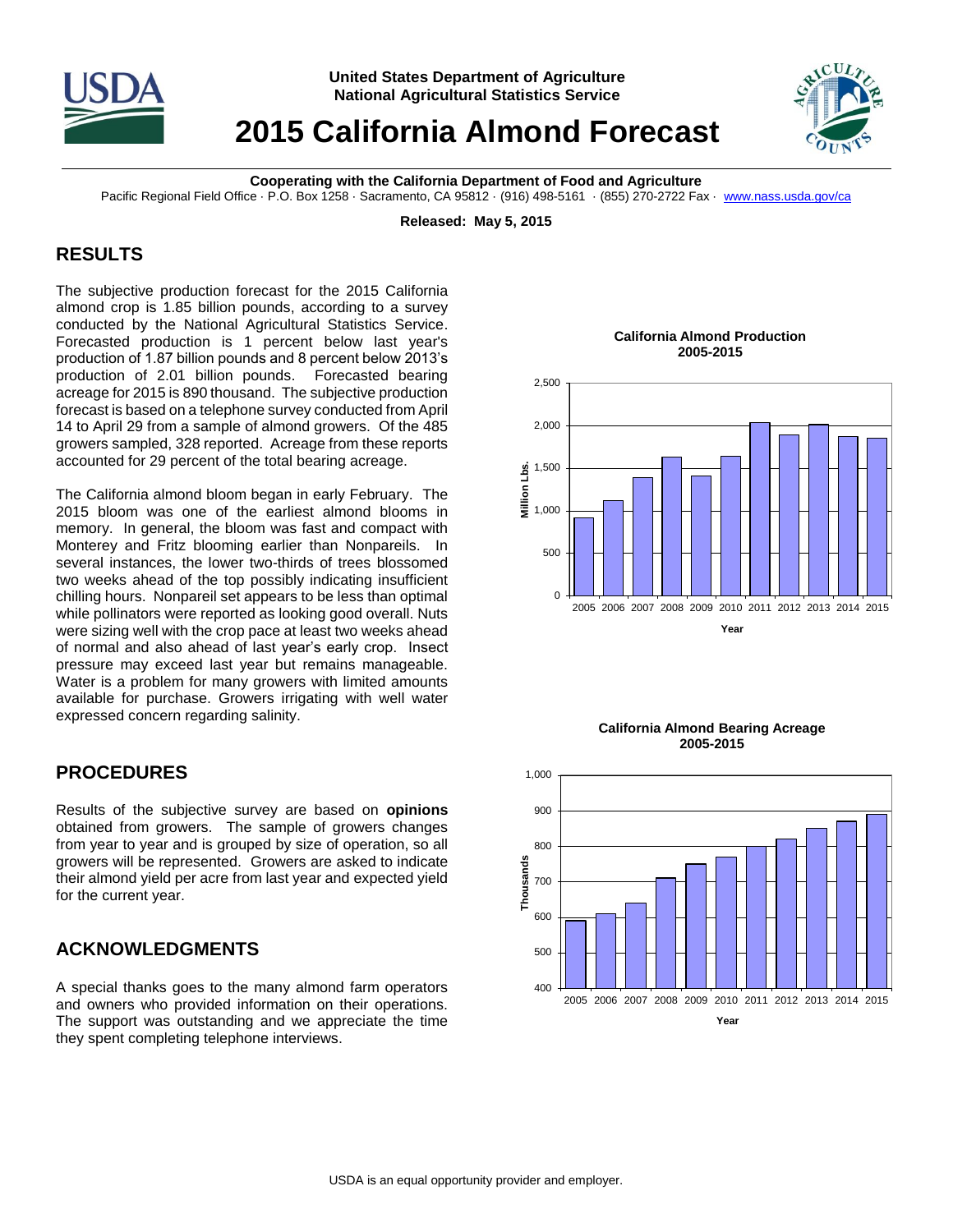United States Department of Agriculture
National Agricultural Statistics Service

# 2015 California Almond Forecast

**Cooperating with the California Department of Food and Agriculture**

Pacific Regional Field Office · P.O. Box 1258 · Sacramento, CA 95812 · (916) 498-5161 · (855) 270-2722 Fax · www.nass.usda.gov/ca

**Released: May 5, 2015**

## RESULTS

The subjective production forecast for the 2015 California almond crop is 1.85 billion pounds, according to a survey conducted by the National Agricultural Statistics Service. Forecasted production is 1 percent below last year's production of 1.87 billion pounds and 8 percent below 2013's production of 2.01 billion pounds. Forecasted bearing acreage for 2015 is 890 thousand. The subjective production forecast is based on a telephone survey conducted from April 14 to April 29 from a sample of almond growers. Of the 485 growers sampled, 328 reported. Acreage from these reports accounted for 29 percent of the total bearing acreage.

The California almond bloom began in early February. The 2015 bloom was one of the earliest almond blooms in memory. In general, the bloom was fast and compact with Monterey and Fritz blooming earlier than Nonpareils. In several instances, the lower two-thirds of trees blossomed two weeks ahead of the top possibly indicating insufficient chilling hours. Nonpareil set appears to be less than optimal while pollinators were reported as looking good overall. Nuts were sizing well with the crop pace at least two weeks ahead of normal and also ahead of last year's early crop. Insect pressure may exceed last year but remains manageable. Water is a problem for many growers with limited amounts available for purchase. Growers irrigating with well water expressed concern regarding salinity.

## PROCEDURES

Results of the subjective survey are based on **opinions** obtained from growers. The sample of growers changes from year to year and is grouped by size of operation, so all growers will be represented. Growers are asked to indicate their almond yield per acre from last year and expected yield for the current year.

## ACKNOWLEDGMENTS

A special thanks goes to the many almond farm operators and owners who provided information on their operations. The support was outstanding and we appreciate the time they spent completing telephone interviews.

**California Almond Production 2005-2015**

**California Almond Bearing Acreage 2005-2015**

USDA is an equal opportunity provider and employer.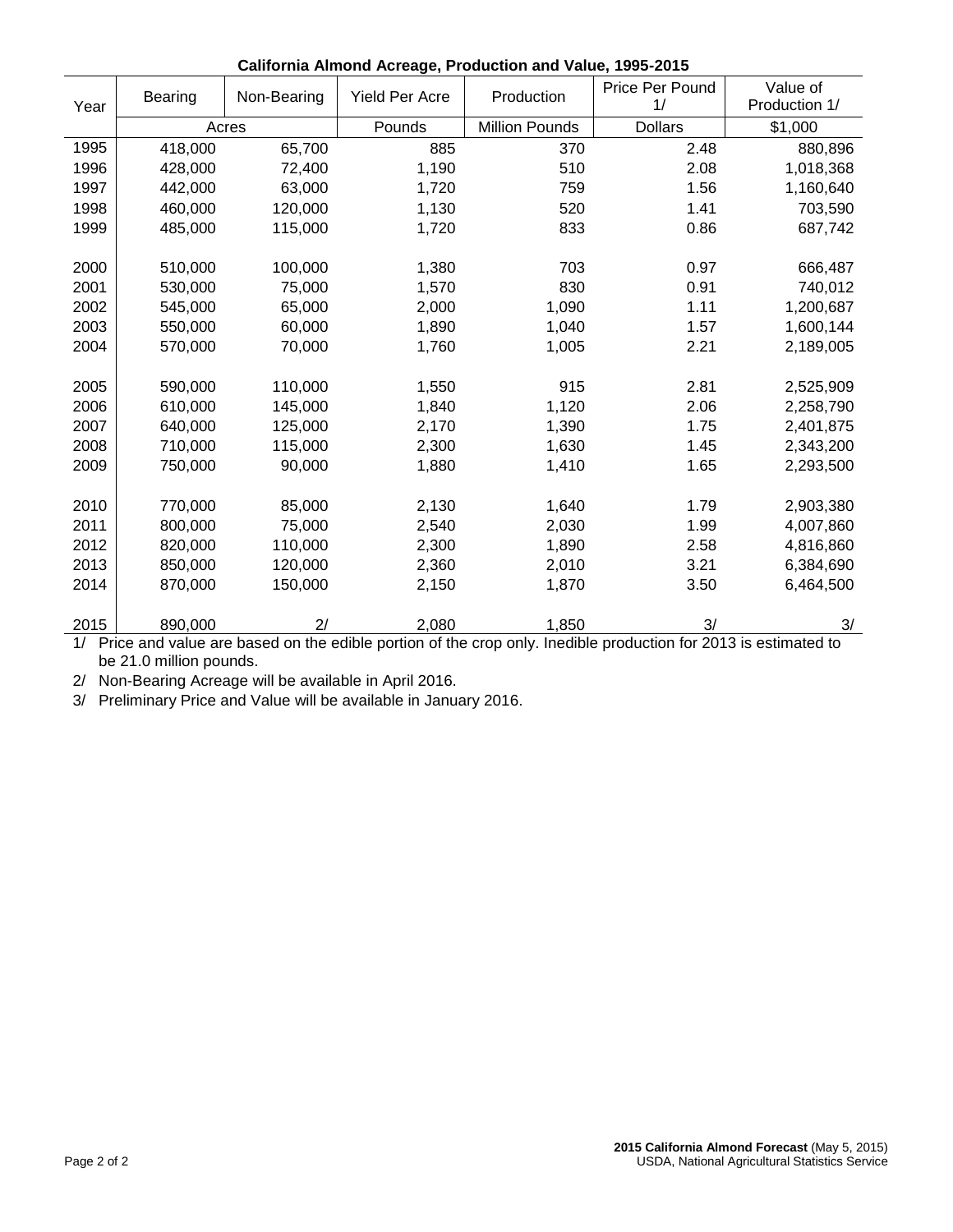**California Almond Acreage, Production and Value, 1995-2015**

| Year | Bearing | Non-Bearing | Yield Per Acre | Production | Price Per Pound 1/ | Value of Production 1/ |
|---|---|---|---|---|---|---|
| | Acres | | Pounds | Million Pounds | Dollars | $1,000 |
| 1995 | 418,000 | 65,700 | 885 | 370 | 2.48 | 880,896 |
| 1996 | 428,000 | 72,400 | 1,190 | 510 | 2.08 | 1,018,368 |
| 1997 | 442,000 | 63,000 | 1,720 | 759 | 1.56 | 1,160,640 |
| 1998 | 460,000 | 120,000 | 1,130 | 520 | 1.41 | 703,590 |
| 1999 | 485,000 | 115,000 | 1,720 | 833 | 0.86 | 687,742 |
| 2000 | 510,000 | 100,000 | 1,380 | 703 | 0.97 | 666,487 |
| 2001 | 530,000 | 75,000 | 1,570 | 830 | 0.91 | 740,012 |
| 2002 | 545,000 | 65,000 | 2,000 | 1,090 | 1.11 | 1,200,687 |
| 2003 | 550,000 | 60,000 | 1,890 | 1,040 | 1.57 | 1,600,144 |
| 2004 | 570,000 | 70,000 | 1,760 | 1,005 | 2.21 | 2,189,005 |
| 2005 | 590,000 | 110,000 | 1,550 | 915 | 2.81 | 2,525,909 |
| 2006 | 610,000 | 145,000 | 1,840 | 1,120 | 2.06 | 2,258,790 |
| 2007 | 640,000 | 125,000 | 2,170 | 1,390 | 1.75 | 2,401,875 |
| 2008 | 710,000 | 115,000 | 2,300 | 1,630 | 1.45 | 2,343,200 |
| 2009 | 750,000 | 90,000 | 1,880 | 1,410 | 1.65 | 2,293,500 |
| 2010 | 770,000 | 85,000 | 2,130 | 1,640 | 1.79 | 2,903,380 |
| 2011 | 800,000 | 75,000 | 2,540 | 2,030 | 1.99 | 4,007,860 |
| 2012 | 820,000 | 110,000 | 2,300 | 1,890 | 2.58 | 4,816,860 |
| 2013 | 850,000 | 120,000 | 2,360 | 2,010 | 3.21 | 6,384,690 |
| 2014 | 870,000 | 150,000 | 2,150 | 1,870 | 3.50 | 6,464,500 |
| 2015 | 890,000 | 2/ | 2,080 | 1,850 | 3/ | 3/ |

1/ Price and value are based on the edible portion of the crop only. Inedible production for 2013 is estimated to be 21.0 million pounds.

2/ Non-Bearing Acreage will be available in April 2016.

3/ Preliminary Price and Value will be available in January 2016.